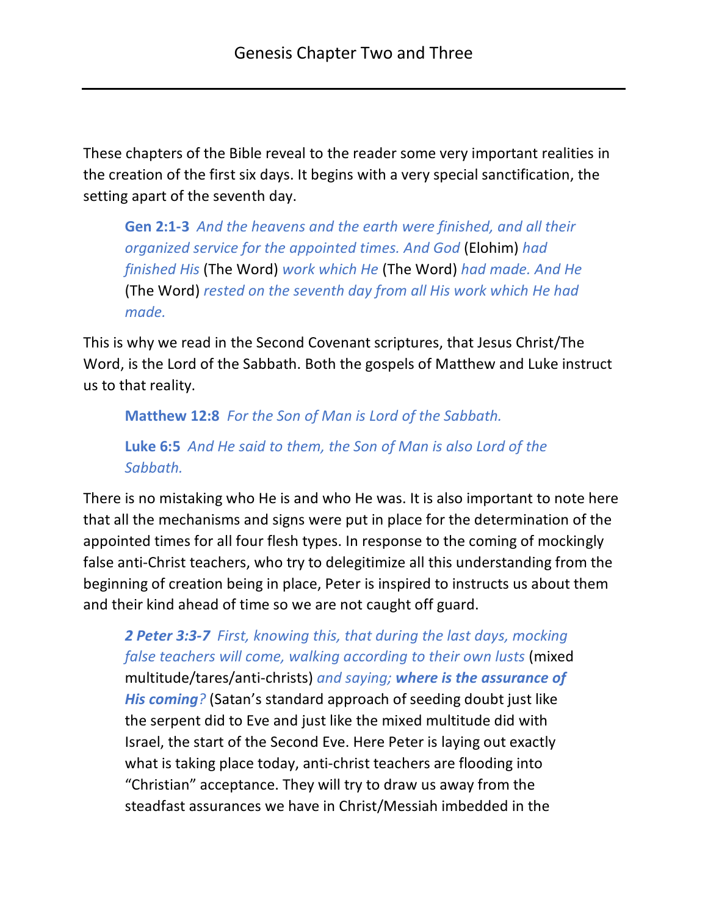# Genesis Chapter Two and Three

These chapters of the Bible reveal to the reader some very important realities in the creation of the first six days. It begins with a very special sanctification, the setting apart of the seventh day.

> **Gen 2:1-3** *And the heavens and the earth were finished, and all their organized service for the appointed times. And God* (Elohim) *had finished His* (The Word) *work which He* (The Word) *had made. And He* (The Word) *rested on the seventh day from all His work which He had made.*

This is why we read in the Second Covenant scriptures, that Jesus Christ/The Word, is the Lord of the Sabbath. Both the gospels of Matthew and Luke instruct us to that reality.

> **Matthew 12:8** *For the Son of Man is Lord of the Sabbath.*
>
> **Luke 6:5** *And He said to them, the Son of Man is also Lord of the Sabbath.*

There is no mistaking who He is and who He was. It is also important to note here that all the mechanisms and signs were put in place for the determination of the appointed times for all four flesh types. In response to the coming of mockingly false anti-Christ teachers, who try to delegitimize all this understanding from the beginning of creation being in place, Peter is inspired to instructs us about them and their kind ahead of time so we are not caught off guard.

> ***2 Peter 3:3-7*** *First, knowing this, that during the last days, mocking false teachers will come, walking according to their own lusts* (mixed multitude/tares/anti-christs) *and saying;* ***where is the assurance of His coming****?* (Satan's standard approach of seeding doubt just like the serpent did to Eve and just like the mixed multitude did with Israel, the start of the Second Eve. Here Peter is laying out exactly what is taking place today, anti-christ teachers are flooding into "Christian" acceptance. They will try to draw us away from the steadfast assurances we have in Christ/Messiah imbedded in the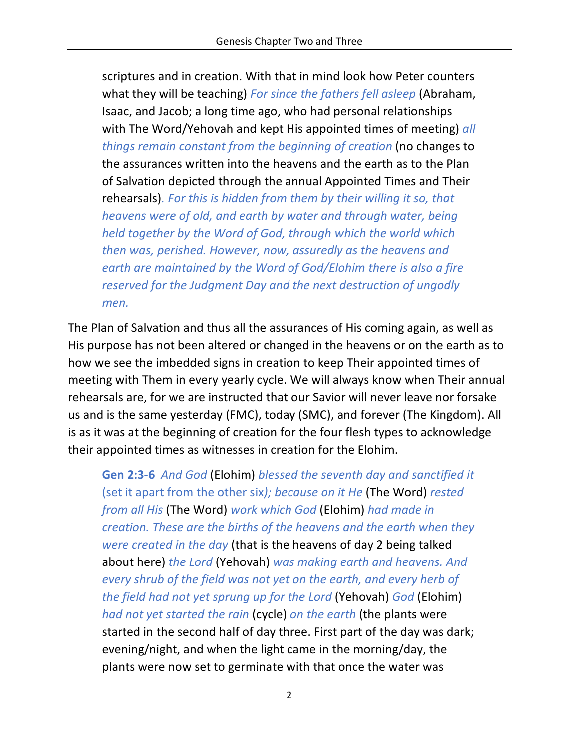scriptures and in creation. With that in mind look how Peter counters what they will be teaching) *For since the fathers fell asleep* (Abraham, Isaac, and Jacob; a long time ago, who had personal relationships with The Word/Yehovah and kept His appointed times of meeting) *all things remain constant from the beginning of creation* (no changes to the assurances written into the heavens and the earth as to the Plan of Salvation depicted through the annual Appointed Times and Their rehearsals)*. For this is hidden from them by their willing it so, that heavens were of old, and earth by water and through water, being held together by the Word of God, through which the world which then was, perished. However, now, assuredly as the heavens and earth are maintained by the Word of God/Elohim there is also a fire reserved for the Judgment Day and the next destruction of ungodly men.*

The Plan of Salvation and thus all the assurances of His coming again, as well as His purpose has not been altered or changed in the heavens or on the earth as to how we see the imbedded signs in creation to keep Their appointed times of meeting with Them in every yearly cycle. We will always know when Their annual rehearsals are, for we are instructed that our Savior will never leave nor forsake us and is the same yesterday (FMC), today (SMC), and forever (The Kingdom). All is as it was at the beginning of creation for the four flesh types to acknowledge their appointed times as witnesses in creation for the Elohim.

**Gen 2:3-6** *And God* (Elohim) *blessed the seventh day and sanctified it* (set it apart from the other six*); because on it He* (The Word) *rested from all His* (The Word) *work which God* (Elohim) *had made in creation. These are the births of the heavens and the earth when they were created in the day* (that is the heavens of day 2 being talked about here) *the Lord* (Yehovah) *was making earth and heavens. And every shrub of the field was not yet on the earth, and every herb of the field had not yet sprung up for the Lord* (Yehovah) *God* (Elohim) *had not yet started the rain* (cycle) *on the earth* (the plants were started in the second half of day three. First part of the day was dark; evening/night, and when the light came in the morning/day, the plants were now set to germinate with that once the water was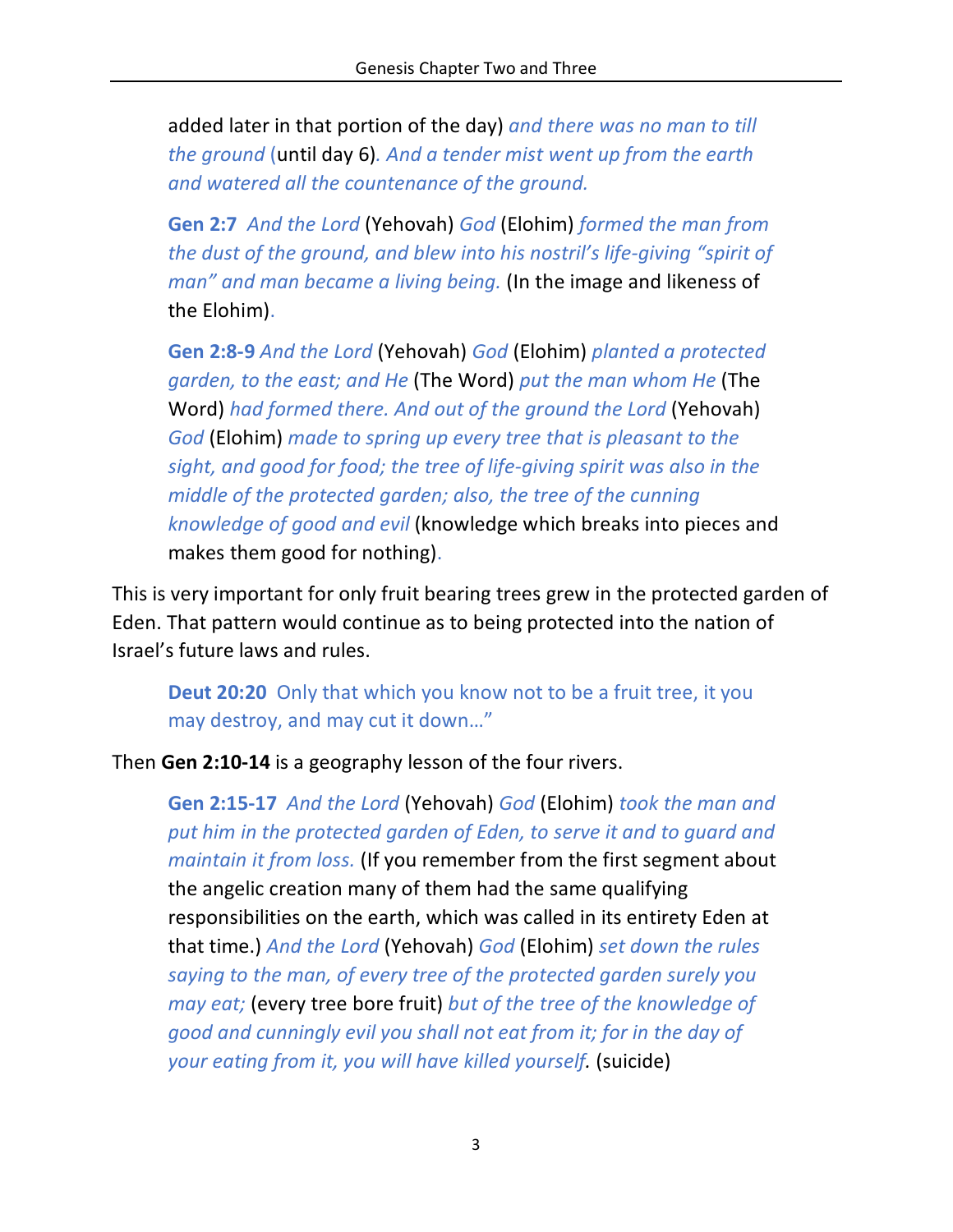added later in that portion of the day) *and there was no man to till the ground* (until day 6)*. And a tender mist went up from the earth and watered all the countenance of the ground.*

**Gen 2:7** *And the Lord* (Yehovah) *God* (Elohim) *formed the man from the dust of the ground, and blew into his nostril's life-giving "spirit of man" and man became a living being.* (In the image and likeness of the Elohim).

**Gen 2:8-9** *And the Lord* (Yehovah) *God* (Elohim) *planted a protected garden, to the east; and He* (The Word) *put the man whom He* (The Word) *had formed there. And out of the ground the Lord* (Yehovah) *God* (Elohim) *made to spring up every tree that is pleasant to the sight, and good for food; the tree of life-giving spirit was also in the middle of the protected garden; also, the tree of the cunning knowledge of good and evil* (knowledge which breaks into pieces and makes them good for nothing).

This is very important for only fruit bearing trees grew in the protected garden of Eden. That pattern would continue as to being protected into the nation of Israel's future laws and rules.

**Deut 20:20** Only that which you know not to be a fruit tree, it you may destroy, and may cut it down…"

Then **Gen 2:10-14** is a geography lesson of the four rivers.

**Gen 2:15-17** *And the Lord* (Yehovah) *God* (Elohim) *took the man and put him in the protected garden of Eden, to serve it and to guard and maintain it from loss.* (If you remember from the first segment about the angelic creation many of them had the same qualifying responsibilities on the earth, which was called in its entirety Eden at that time.) *And the Lord* (Yehovah) *God* (Elohim) *set down the rules saying to the man, of every tree of the protected garden surely you may eat;* (every tree bore fruit) *but of the tree of the knowledge of good and cunningly evil you shall not eat from it; for in the day of your eating from it, you will have killed yourself.* (suicide)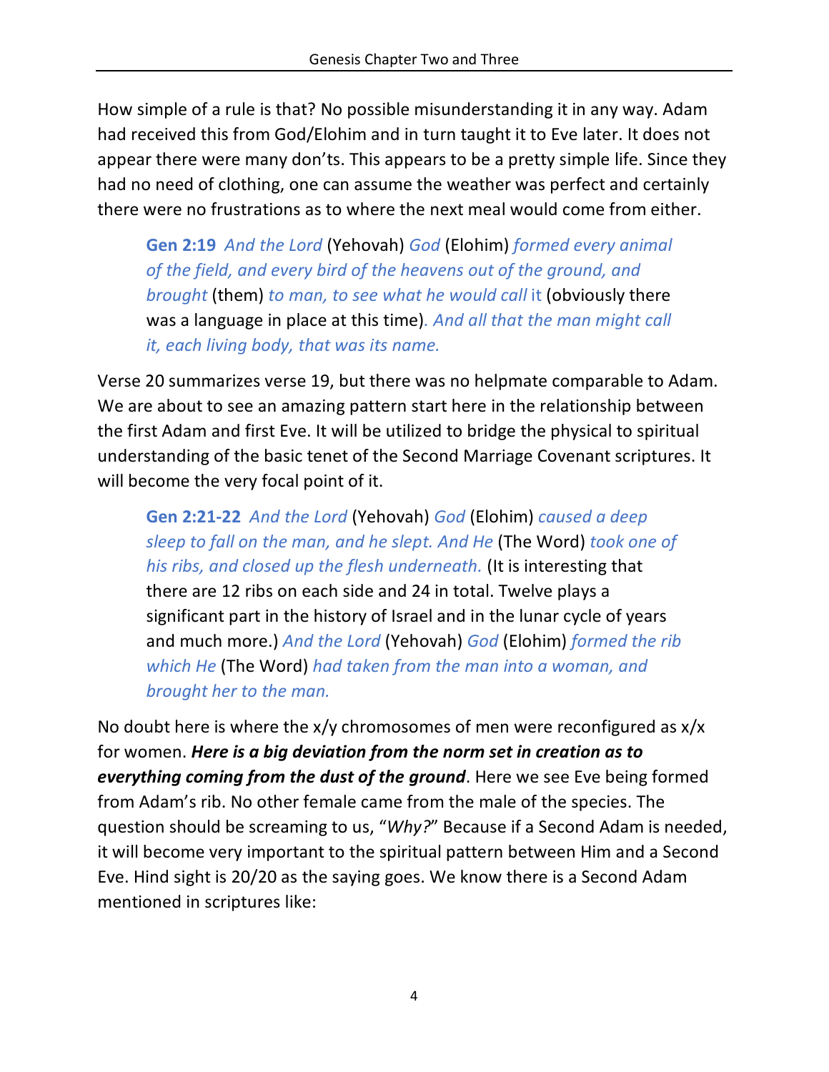How simple of a rule is that? No possible misunderstanding it in any way. Adam had received this from God/Elohim and in turn taught it to Eve later. It does not appear there were many don'ts. This appears to be a pretty simple life. Since they had no need of clothing, one can assume the weather was perfect and certainly there were no frustrations as to where the next meal would come from either.

> **Gen 2:19** *And the Lord* (Yehovah) *God* (Elohim) *formed every animal of the field, and every bird of the heavens out of the ground, and brought* (them) *to man, to see what he would call* it (obviously there was a language in place at this time)*. And all that the man might call it, each living body, that was its name.*

Verse 20 summarizes verse 19, but there was no helpmate comparable to Adam. We are about to see an amazing pattern start here in the relationship between the first Adam and first Eve. It will be utilized to bridge the physical to spiritual understanding of the basic tenet of the Second Marriage Covenant scriptures. It will become the very focal point of it.

> **Gen 2:21-22** *And the Lord* (Yehovah) *God* (Elohim) *caused a deep sleep to fall on the man, and he slept. And He* (The Word) *took one of his ribs, and closed up the flesh underneath.* (It is interesting that there are 12 ribs on each side and 24 in total. Twelve plays a significant part in the history of Israel and in the lunar cycle of years and much more.) *And the Lord* (Yehovah) *God* (Elohim) *formed the rib which He* (The Word) *had taken from the man into a woman, and brought her to the man.*

No doubt here is where the x/y chromosomes of men were reconfigured as x/x for women. ***Here is a big deviation from the norm set in creation as to everything coming from the dust of the ground***. Here we see Eve being formed from Adam's rib. No other female came from the male of the species. The question should be screaming to us, "*Why?*" Because if a Second Adam is needed, it will become very important to the spiritual pattern between Him and a Second Eve. Hind sight is 20/20 as the saying goes. We know there is a Second Adam mentioned in scriptures like: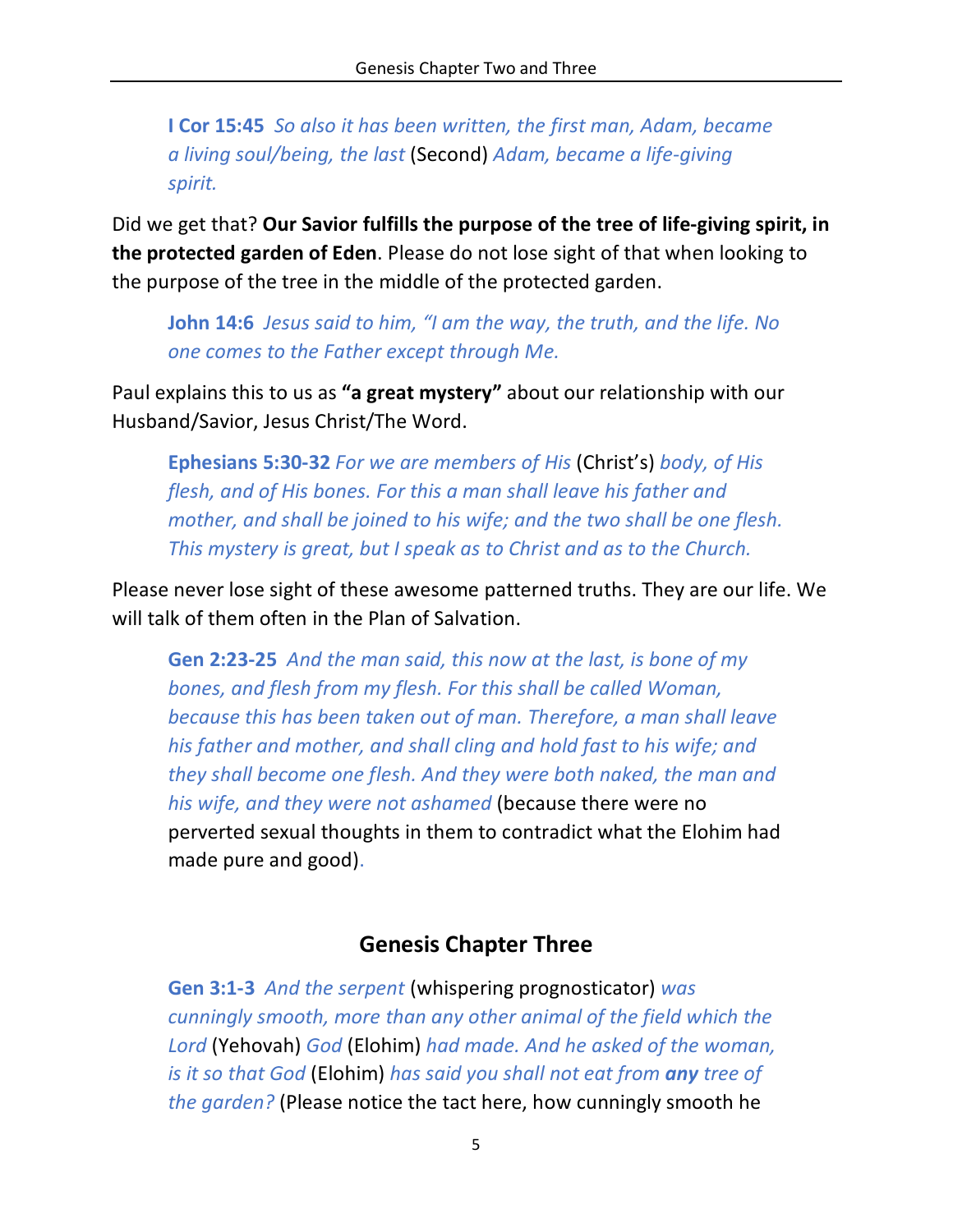**I Cor 15:45** *So also it has been written, the first man, Adam, became a living soul/being, the last* (Second) *Adam, became a life-giving spirit.*

Did we get that? **Our Savior fulfills the purpose of the tree of life-giving spirit, in the protected garden of Eden**. Please do not lose sight of that when looking to the purpose of the tree in the middle of the protected garden.

**John 14:6** *Jesus said to him, "I am the way, the truth, and the life. No one comes to the Father except through Me.*

Paul explains this to us as **"a great mystery"** about our relationship with our Husband/Savior, Jesus Christ/The Word.

**Ephesians 5:30-32** *For we are members of His* (Christ's) *body, of His flesh, and of His bones. For this a man shall leave his father and mother, and shall be joined to his wife; and the two shall be one flesh. This mystery is great, but I speak as to Christ and as to the Church.*

Please never lose sight of these awesome patterned truths. They are our life. We will talk of them often in the Plan of Salvation.

**Gen 2:23-25** *And the man said, this now at the last, is bone of my bones, and flesh from my flesh. For this shall be called Woman, because this has been taken out of man. Therefore, a man shall leave his father and mother, and shall cling and hold fast to his wife; and they shall become one flesh. And they were both naked, the man and his wife, and they were not ashamed* (because there were no perverted sexual thoughts in them to contradict what the Elohim had made pure and good).

## Genesis Chapter Three

**Gen 3:1-3** *And the serpent* (whispering prognosticator) *was cunningly smooth, more than any other animal of the field which the Lord* (Yehovah) *God* (Elohim) *had made. And he asked of the woman, is it so that God* (Elohim) *has said you shall not eat from **any** tree of the garden?* (Please notice the tact here, how cunningly smooth he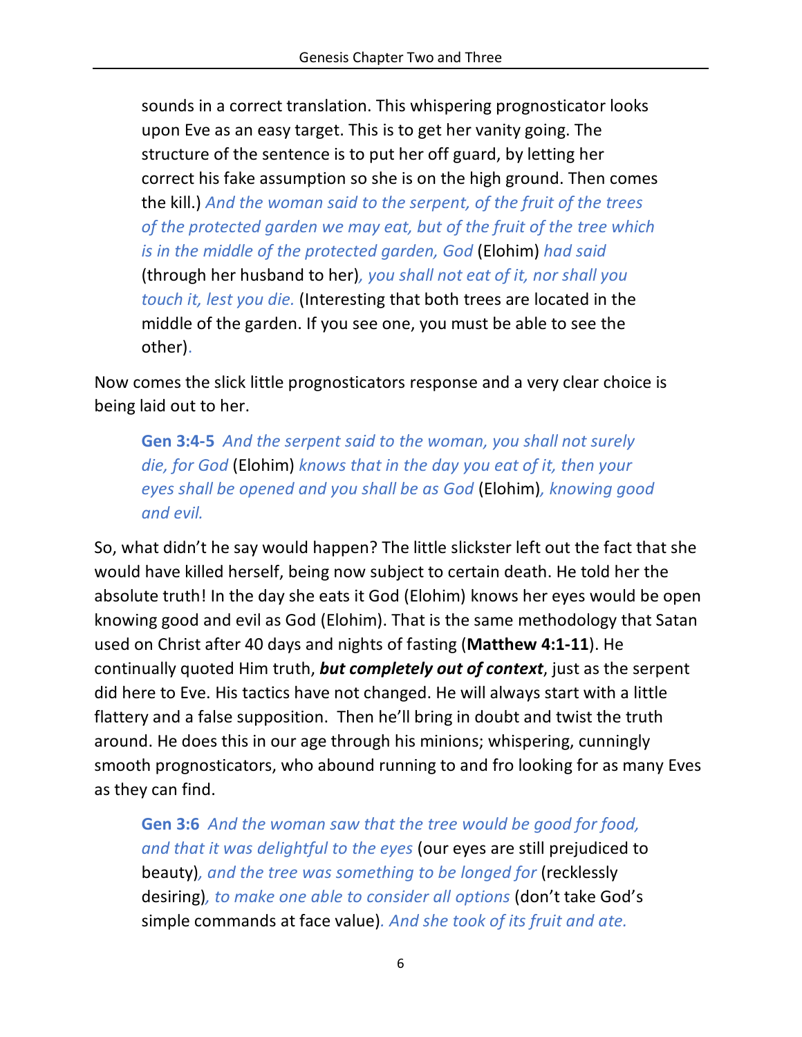sounds in a correct translation. This whispering prognosticator looks upon Eve as an easy target. This is to get her vanity going. The structure of the sentence is to put her off guard, by letting her correct his fake assumption so she is on the high ground. Then comes the kill.) *And the woman said to the serpent, of the fruit of the trees of the protected garden we may eat, but of the fruit of the tree which is in the middle of the protected garden, God* (Elohim) *had said* (through her husband to her)*, you shall not eat of it, nor shall you touch it, lest you die.* (Interesting that both trees are located in the middle of the garden. If you see one, you must be able to see the other).

Now comes the slick little prognosticators response and a very clear choice is being laid out to her.

> **Gen 3:4-5** *And the serpent said to the woman, you shall not surely die, for God* (Elohim) *knows that in the day you eat of it, then your eyes shall be opened and you shall be as God* (Elohim)*, knowing good and evil.*

So, what didn't he say would happen? The little slickster left out the fact that she would have killed herself, being now subject to certain death. He told her the absolute truth! In the day she eats it God (Elohim) knows her eyes would be open knowing good and evil as God (Elohim). That is the same methodology that Satan used on Christ after 40 days and nights of fasting (**Matthew 4:1-11**). He continually quoted Him truth, ***but completely out of context***, just as the serpent did here to Eve. His tactics have not changed. He will always start with a little flattery and a false supposition. Then he'll bring in doubt and twist the truth around. He does this in our age through his minions; whispering, cunningly smooth prognosticators, who abound running to and fro looking for as many Eves as they can find.

> **Gen 3:6** *And the woman saw that the tree would be good for food, and that it was delightful to the eyes* (our eyes are still prejudiced to beauty)*, and the tree was something to be longed for* (recklessly desiring)*, to make one able to consider all options* (don't take God's simple commands at face value)*. And she took of its fruit and ate.*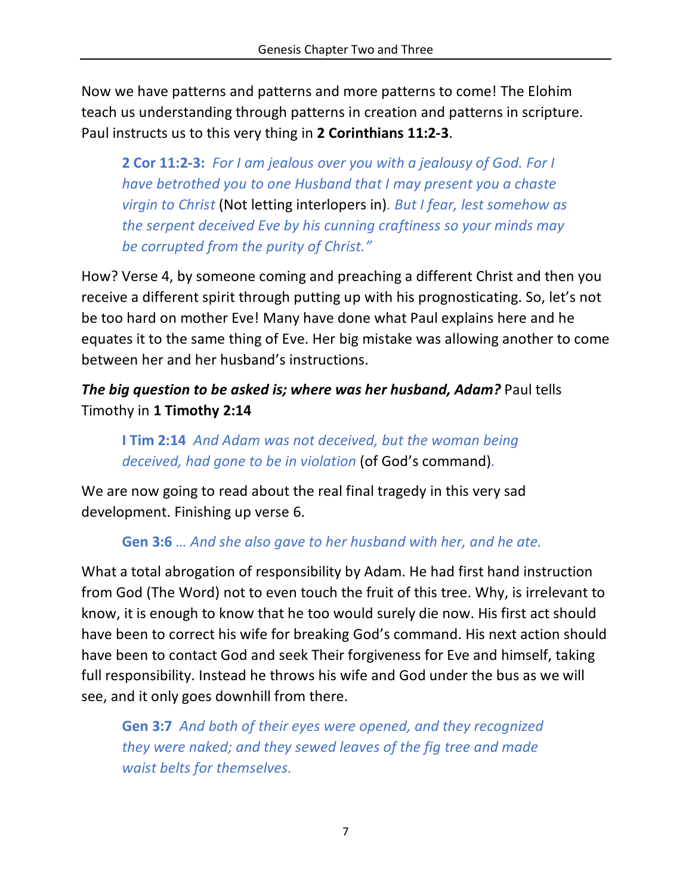Now we have patterns and patterns and more patterns to come! The Elohim teach us understanding through patterns in creation and patterns in scripture. Paul instructs us to this very thing in **2 Corinthians 11:2-3**.

> **2 Cor 11:2-3:** *For I am jealous over you with a jealousy of God. For I have betrothed you to one Husband that I may present you a chaste virgin to Christ* (Not letting interlopers in)*. But I fear, lest somehow as the serpent deceived Eve by his cunning craftiness so your minds may be corrupted from the purity of Christ."*

How? Verse 4, by someone coming and preaching a different Christ and then you receive a different spirit through putting up with his prognosticating. So, let's not be too hard on mother Eve! Many have done what Paul explains here and he equates it to the same thing of Eve. Her big mistake was allowing another to come between her and her husband's instructions.

***The big question to be asked is; where was her husband, Adam?*** Paul tells Timothy in **1 Timothy 2:14**

> **I Tim 2:14** *And Adam was not deceived, but the woman being deceived, had gone to be in violation* (of God's command)*.*

We are now going to read about the real final tragedy in this very sad development. Finishing up verse 6.

> **Gen 3:6** *… And she also gave to her husband with her, and he ate.*

What a total abrogation of responsibility by Adam. He had first hand instruction from God (The Word) not to even touch the fruit of this tree. Why, is irrelevant to know, it is enough to know that he too would surely die now. His first act should have been to correct his wife for breaking God's command. His next action should have been to contact God and seek Their forgiveness for Eve and himself, taking full responsibility. Instead he throws his wife and God under the bus as we will see, and it only goes downhill from there.

> **Gen 3:7** *And both of their eyes were opened, and they recognized they were naked; and they sewed leaves of the fig tree and made waist belts for themselves.*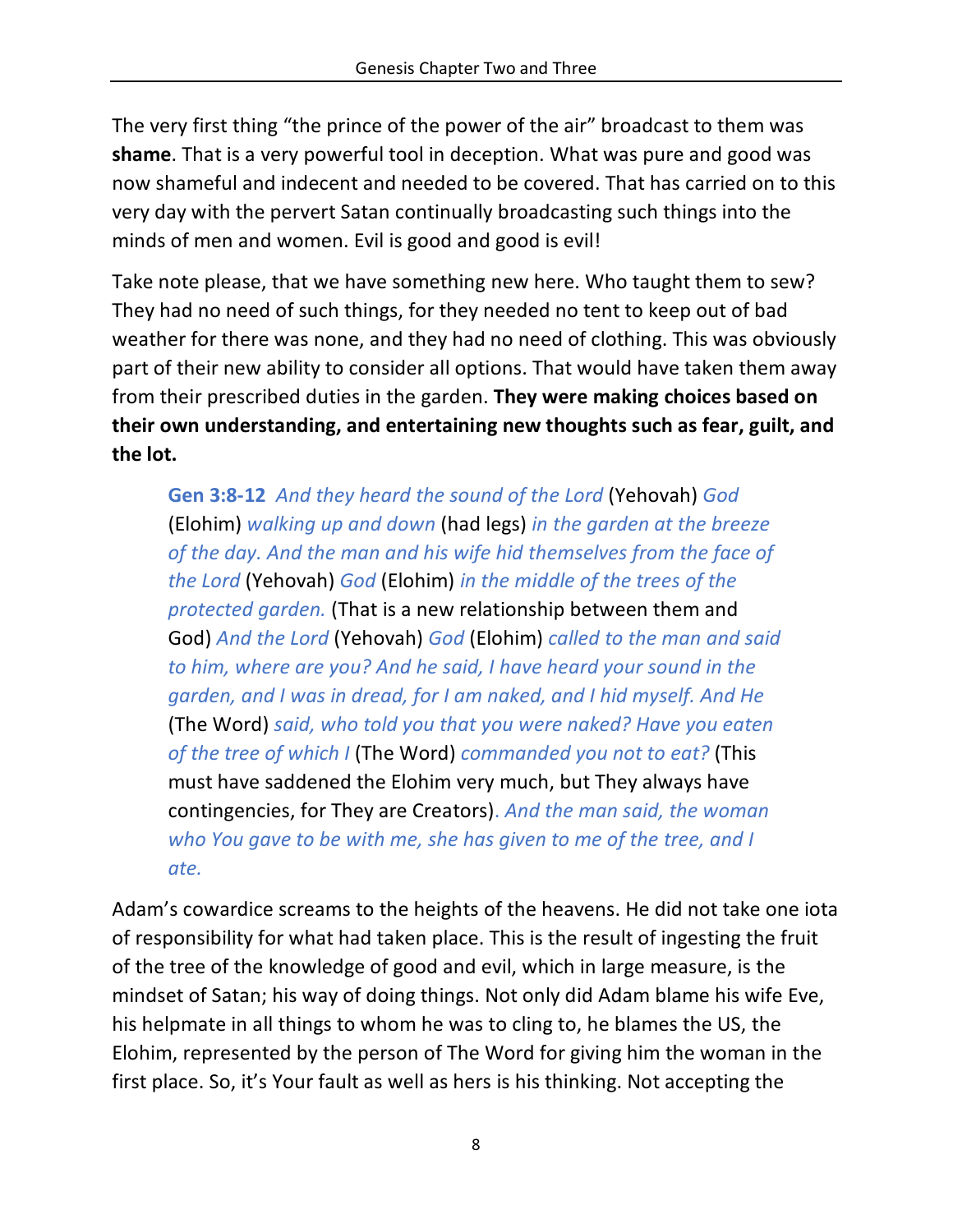The very first thing "the prince of the power of the air" broadcast to them was **shame**. That is a very powerful tool in deception. What was pure and good was now shameful and indecent and needed to be covered. That has carried on to this very day with the pervert Satan continually broadcasting such things into the minds of men and women. Evil is good and good is evil!

Take note please, that we have something new here. Who taught them to sew? They had no need of such things, for they needed no tent to keep out of bad weather for there was none, and they had no need of clothing. This was obviously part of their new ability to consider all options. That would have taken them away from their prescribed duties in the garden. **They were making choices based on their own understanding, and entertaining new thoughts such as fear, guilt, and the lot.**

> **Gen 3:8-12** *And they heard the sound of the Lord* (Yehovah) *God* (Elohim) *walking up and down* (had legs) *in the garden at the breeze of the day. And the man and his wife hid themselves from the face of the Lord* (Yehovah) *God* (Elohim) *in the middle of the trees of the protected garden.* (That is a new relationship between them and God) *And the Lord* (Yehovah) *God* (Elohim) *called to the man and said to him, where are you? And he said, I have heard your sound in the garden, and I was in dread, for I am naked, and I hid myself. And He* (The Word) *said, who told you that you were naked? Have you eaten of the tree of which I* (The Word) *commanded you not to eat?* (This must have saddened the Elohim very much, but They always have contingencies, for They are Creators)*. And the man said, the woman who You gave to be with me, she has given to me of the tree, and I ate.*

Adam's cowardice screams to the heights of the heavens. He did not take one iota of responsibility for what had taken place. This is the result of ingesting the fruit of the tree of the knowledge of good and evil, which in large measure, is the mindset of Satan; his way of doing things. Not only did Adam blame his wife Eve, his helpmate in all things to whom he was to cling to, he blames the US, the Elohim, represented by the person of The Word for giving him the woman in the first place. So, it's Your fault as well as hers is his thinking. Not accepting the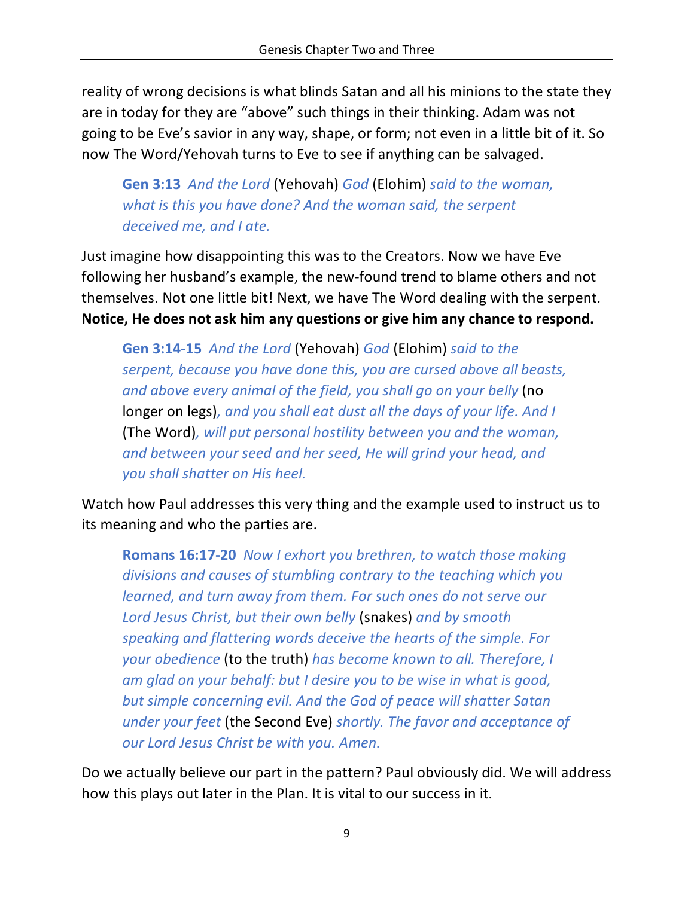reality of wrong decisions is what blinds Satan and all his minions to the state they are in today for they are "above" such things in their thinking. Adam was not going to be Eve's savior in any way, shape, or form; not even in a little bit of it. So now The Word/Yehovah turns to Eve to see if anything can be salvaged.

> **Gen 3:13** *And the Lord* (Yehovah) *God* (Elohim) *said to the woman, what is this you have done? And the woman said, the serpent deceived me, and I ate.*

Just imagine how disappointing this was to the Creators. Now we have Eve following her husband's example, the new-found trend to blame others and not themselves. Not one little bit! Next, we have The Word dealing with the serpent. **Notice, He does not ask him any questions or give him any chance to respond.**

> **Gen 3:14-15** *And the Lord* (Yehovah) *God* (Elohim) *said to the serpent, because you have done this, you are cursed above all beasts, and above every animal of the field, you shall go on your belly* (no longer on legs)*, and you shall eat dust all the days of your life. And I* (The Word)*, will put personal hostility between you and the woman, and between your seed and her seed, He will grind your head, and you shall shatter on His heel.*

Watch how Paul addresses this very thing and the example used to instruct us to its meaning and who the parties are.

> **Romans 16:17-20** *Now I exhort you brethren, to watch those making divisions and causes of stumbling contrary to the teaching which you learned, and turn away from them. For such ones do not serve our Lord Jesus Christ, but their own belly* (snakes) *and by smooth speaking and flattering words deceive the hearts of the simple. For your obedience* (to the truth) *has become known to all. Therefore, I am glad on your behalf: but I desire you to be wise in what is good, but simple concerning evil. And the God of peace will shatter Satan under your feet* (the Second Eve) *shortly. The favor and acceptance of our Lord Jesus Christ be with you. Amen.*

Do we actually believe our part in the pattern? Paul obviously did. We will address how this plays out later in the Plan. It is vital to our success in it.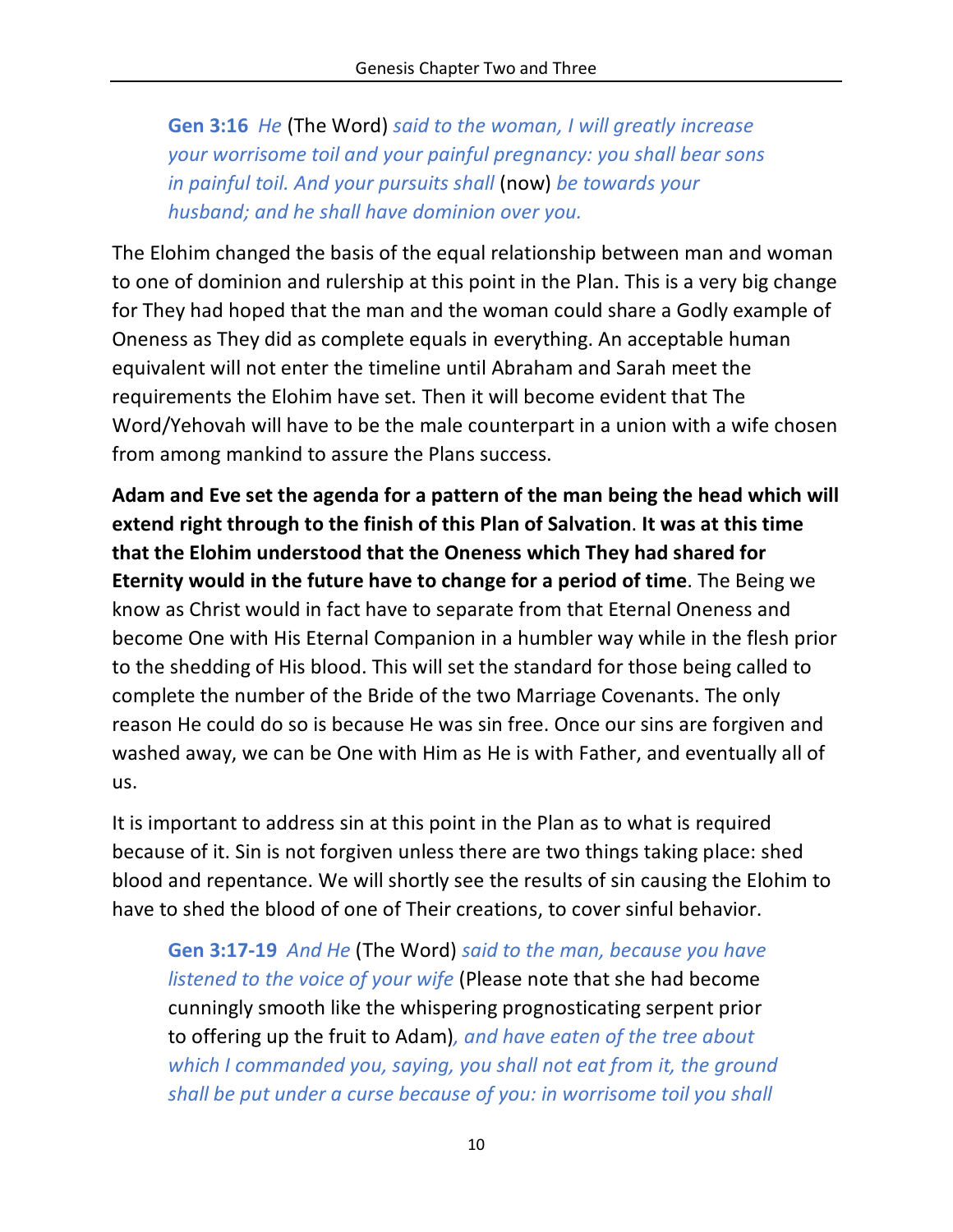> **Gen 3:16** *He* (The Word) *said to the woman, I will greatly increase your worrisome toil and your painful pregnancy: you shall bear sons in painful toil. And your pursuits shall* (now) *be towards your husband; and he shall have dominion over you.*

The Elohim changed the basis of the equal relationship between man and woman to one of dominion and rulership at this point in the Plan. This is a very big change for They had hoped that the man and the woman could share a Godly example of Oneness as They did as complete equals in everything. An acceptable human equivalent will not enter the timeline until Abraham and Sarah meet the requirements the Elohim have set. Then it will become evident that The Word/Yehovah will have to be the male counterpart in a union with a wife chosen from among mankind to assure the Plans success.

**Adam and Eve set the agenda for a pattern of the man being the head which will extend right through to the finish of this Plan of Salvation**. **It was at this time that the Elohim understood that the Oneness which They had shared for Eternity would in the future have to change for a period of time**. The Being we know as Christ would in fact have to separate from that Eternal Oneness and become One with His Eternal Companion in a humbler way while in the flesh prior to the shedding of His blood. This will set the standard for those being called to complete the number of the Bride of the two Marriage Covenants. The only reason He could do so is because He was sin free. Once our sins are forgiven and washed away, we can be One with Him as He is with Father, and eventually all of us.

It is important to address sin at this point in the Plan as to what is required because of it. Sin is not forgiven unless there are two things taking place: shed blood and repentance. We will shortly see the results of sin causing the Elohim to have to shed the blood of one of Their creations, to cover sinful behavior.

> **Gen 3:17-19** *And He* (The Word) *said to the man, because you have listened to the voice of your wife* (Please note that she had become cunningly smooth like the whispering prognosticating serpent prior to offering up the fruit to Adam)*, and have eaten of the tree about which I commanded you, saying, you shall not eat from it, the ground shall be put under a curse because of you: in worrisome toil you shall*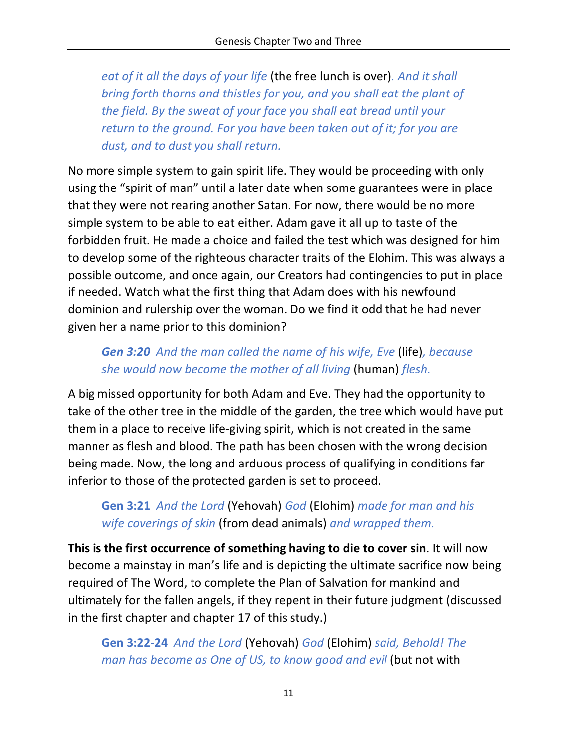> *eat of it all the days of your life* (the free lunch is over)*. And it shall bring forth thorns and thistles for you, and you shall eat the plant of the field. By the sweat of your face you shall eat bread until your return to the ground. For you have been taken out of it; for you are dust, and to dust you shall return.*

No more simple system to gain spirit life. They would be proceeding with only using the "spirit of man" until a later date when some guarantees were in place that they were not rearing another Satan. For now, there would be no more simple system to be able to eat either. Adam gave it all up to taste of the forbidden fruit. He made a choice and failed the test which was designed for him to develop some of the righteous character traits of the Elohim. This was always a possible outcome, and once again, our Creators had contingencies to put in place if needed. Watch what the first thing that Adam does with his newfound dominion and rulership over the woman. Do we find it odd that he had never given her a name prior to this dominion?

> ***Gen 3:20*** *And the man called the name of his wife, Eve* (life)*, because she would now become the mother of all living* (human) *flesh.*

A big missed opportunity for both Adam and Eve. They had the opportunity to take of the other tree in the middle of the garden, the tree which would have put them in a place to receive life-giving spirit, which is not created in the same manner as flesh and blood. The path has been chosen with the wrong decision being made. Now, the long and arduous process of qualifying in conditions far inferior to those of the protected garden is set to proceed.

> **Gen 3:21** *And the Lord* (Yehovah) *God* (Elohim) *made for man and his wife coverings of skin* (from dead animals) *and wrapped them.*

**This is the first occurrence of something having to die to cover sin**. It will now become a mainstay in man's life and is depicting the ultimate sacrifice now being required of The Word, to complete the Plan of Salvation for mankind and ultimately for the fallen angels, if they repent in their future judgment (discussed in the first chapter and chapter 17 of this study.)

> **Gen 3:22-24** *And the Lord* (Yehovah) *God* (Elohim) *said, Behold! The man has become as One of US, to know good and evil* (but not with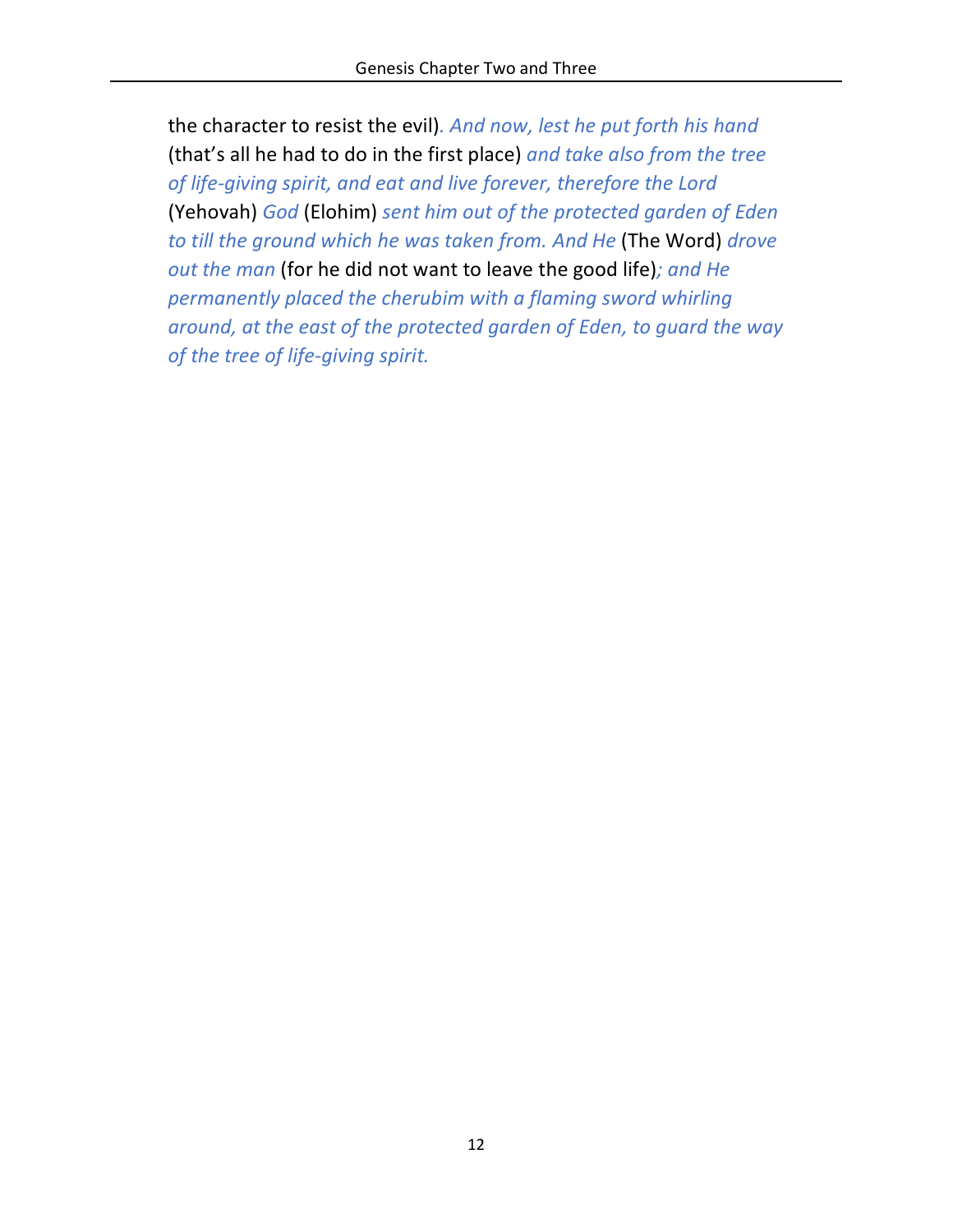the character to resist the evil)*. And now, lest he put forth his hand* (that's all he had to do in the first place) *and take also from the tree of life-giving spirit, and eat and live forever, therefore the Lord* (Yehovah) *God* (Elohim) *sent him out of the protected garden of Eden to till the ground which he was taken from. And He* (The Word) *drove out the man* (for he did not want to leave the good life)*; and He permanently placed the cherubim with a flaming sword whirling around, at the east of the protected garden of Eden, to guard the way of the tree of life-giving spirit.*